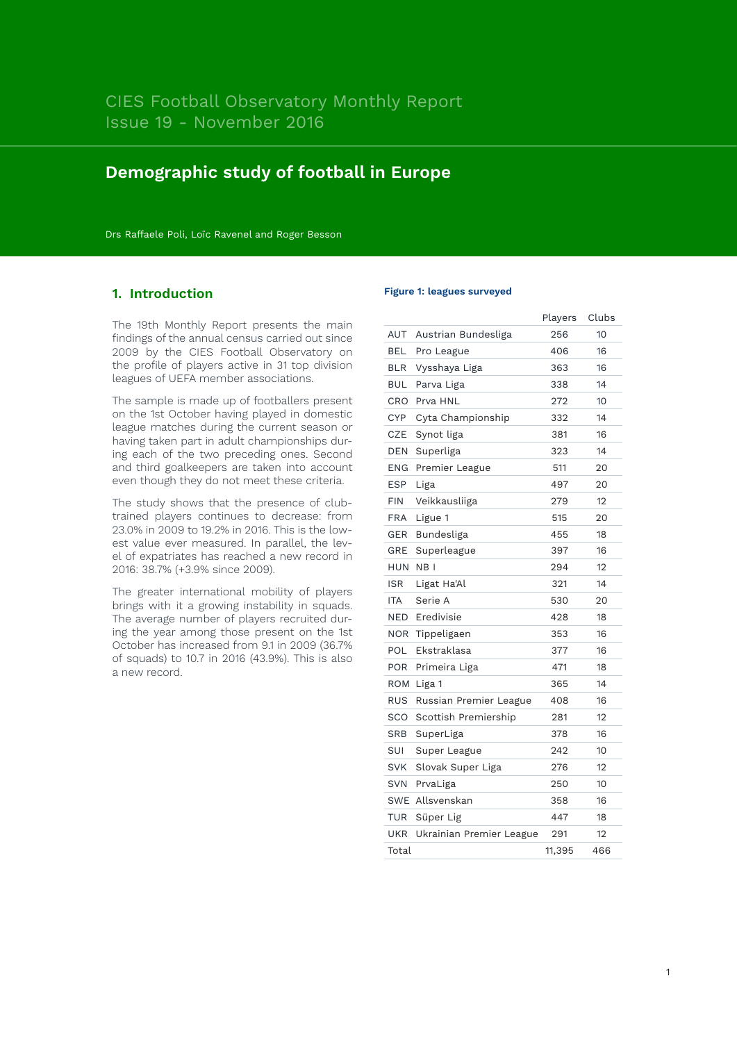CIES Football Observatory Monthly Report
Issue 19 - November 2016

# Demographic study of football in Europe

Drs Raffaele Poli, Loïc Ravenel and Roger Besson

## 1. Introduction

The 19th Monthly Report presents the main findings of the annual census carried out since 2009 by the CIES Football Observatory on the profile of players active in 31 top division leagues of UEFA member associations.

The sample is made up of footballers present on the 1st October having played in domestic league matches during the current season or having taken part in adult championships during each of the two preceding ones. Second and third goalkeepers are taken into account even though they do not meet these criteria.

The study shows that the presence of club-trained players continues to decrease: from 23.0% in 2009 to 19.2% in 2016. This is the lowest value ever measured. In parallel, the level of expatriates has reached a new record in 2016: 38.7% (+3.9% since 2009).

The greater international mobility of players brings with it a growing instability in squads. The average number of players recruited during the year among those present on the 1st October has increased from 9.1 in 2009 (36.7% of squads) to 10.7 in 2016 (43.9%). This is also a new record.

**Figure 1: leagues surveyed**

| | | Players | Clubs |
|---|---|---|---|
| AUT | Austrian Bundesliga | 256 | 10 |
| BEL | Pro League | 406 | 16 |
| BLR | Vysshaya Liga | 363 | 16 |
| BUL | Parva Liga | 338 | 14 |
| CRO | Prva HNL | 272 | 10 |
| CYP | Cyta Championship | 332 | 14 |
| CZE | Synot liga | 381 | 16 |
| DEN | Superliga | 323 | 14 |
| ENG | Premier League | 511 | 20 |
| ESP | Liga | 497 | 20 |
| FIN | Veikkausliiga | 279 | 12 |
| FRA | Ligue 1 | 515 | 20 |
| GER | Bundesliga | 455 | 18 |
| GRE | Superleague | 397 | 16 |
| HUN | NB I | 294 | 12 |
| ISR | Ligat Ha'Al | 321 | 14 |
| ITA | Serie A | 530 | 20 |
| NED | Eredivisie | 428 | 18 |
| NOR | Tippeligaen | 353 | 16 |
| POL | Ekstraklasa | 377 | 16 |
| POR | Primeira Liga | 471 | 18 |
| ROM | Liga 1 | 365 | 14 |
| RUS | Russian Premier League | 408 | 16 |
| SCO | Scottish Premiership | 281 | 12 |
| SRB | SuperLiga | 378 | 16 |
| SUI | Super League | 242 | 10 |
| SVK | Slovak Super Liga | 276 | 12 |
| SVN | PrvaLiga | 250 | 10 |
| SWE | Allsvenskan | 358 | 16 |
| TUR | Süper Lig | 447 | 18 |
| UKR | Ukrainian Premier League | 291 | 12 |
| Total | | 11,395 | 466 |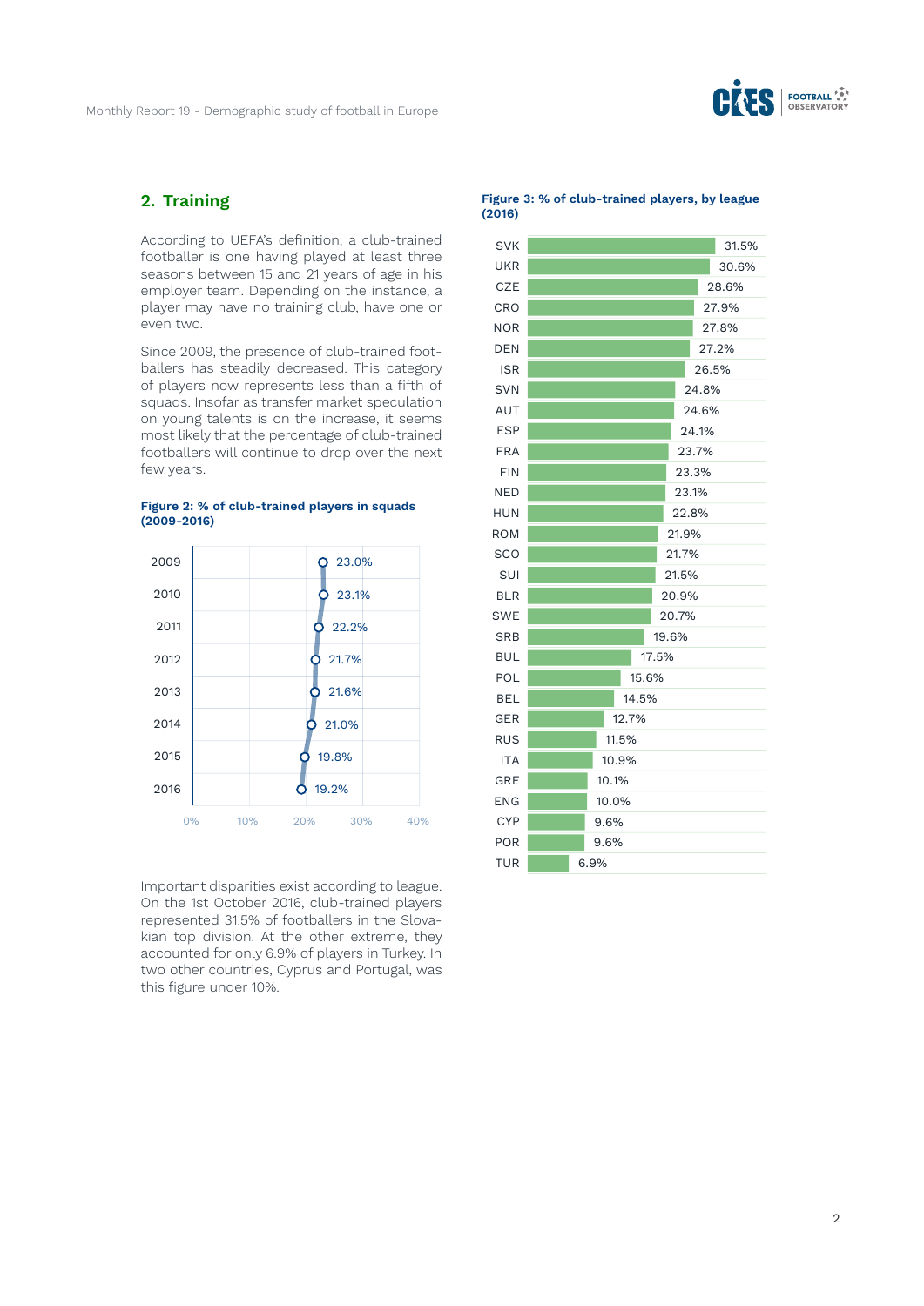## 2. Training

According to UEFA's definition, a club-trained footballer is one having played at least three seasons between 15 and 21 years of age in his employer team. Depending on the instance, a player may have no training club, have one or even two.

Since 2009, the presence of club-trained footballers has steadily decreased. This category of players now represents less than a fifth of squads. Insofar as transfer market speculation on young talents is on the increase, it seems most likely that the percentage of club-trained footballers will continue to drop over the next few years.

**Figure 2: % of club-trained players in squads (2009-2016)**

| Year | % |
|---|---|
| 2009 | 23.0% |
| 2010 | 23.1% |
| 2011 | 22.2% |
| 2012 | 21.7% |
| 2013 | 21.6% |
| 2014 | 21.0% |
| 2015 | 19.8% |
| 2016 | 19.2% |

Important disparities exist according to league. On the 1st October 2016, club-trained players represented 31.5% of footballers in the Slovakian top division. At the other extreme, they accounted for only 6.9% of players in Turkey. In two other countries, Cyprus and Portugal, was this figure under 10%.

**Figure 3: % of club-trained players, by league (2016)**

| League | % |
|---|---|
| SVK | 31.5% |
| UKR | 30.6% |
| CZE | 28.6% |
| CRO | 27.9% |
| NOR | 27.8% |
| DEN | 27.2% |
| ISR | 26.5% |
| SVN | 24.8% |
| AUT | 24.6% |
| ESP | 24.1% |
| FRA | 23.7% |
| FIN | 23.3% |
| NED | 23.1% |
| HUN | 22.8% |
| ROM | 21.9% |
| SCO | 21.7% |
| SUI | 21.5% |
| BLR | 20.9% |
| SWE | 20.7% |
| SRB | 19.6% |
| BUL | 17.5% |
| POL | 15.6% |
| BEL | 14.5% |
| GER | 12.7% |
| RUS | 11.5% |
| ITA | 10.9% |
| GRE | 10.1% |
| ENG | 10.0% |
| CYP | 9.6% |
| POR | 9.6% |
| TUR | 6.9% |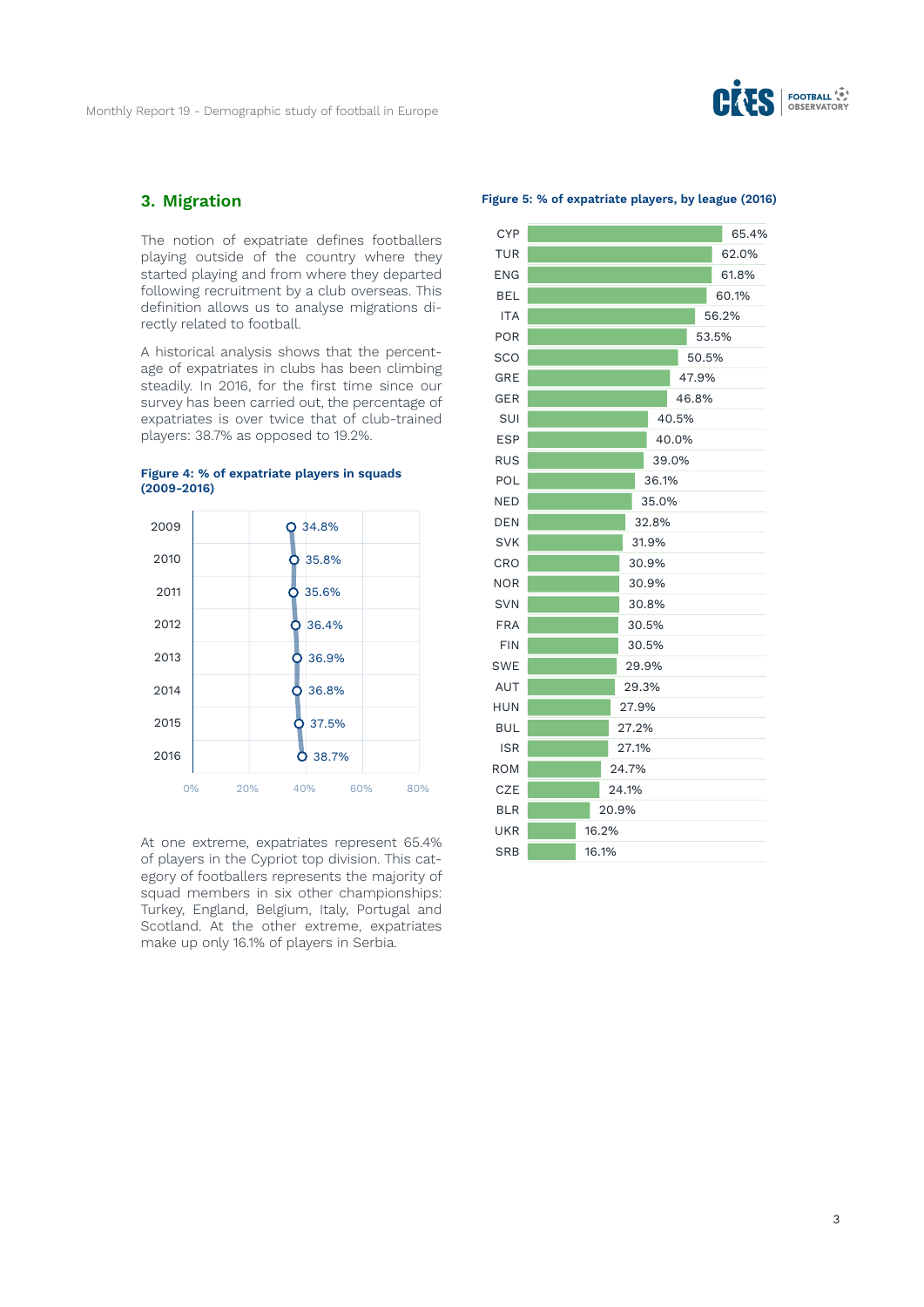## 3. Migration

The notion of expatriate defines footballers playing outside of the country where they started playing and from where they departed following recruitment by a club overseas. This definition allows us to analyse migrations directly related to football.

A historical analysis shows that the percentage of expatriates in clubs has been climbing steadily. In 2016, for the first time since our survey has been carried out, the percentage of expatriates is over twice that of club-trained players: 38.7% as opposed to 19.2%.

**Figure 4: % of expatriate players in squads (2009-2016)**

| Year | % |
|---|---|
| 2009 | 34.8% |
| 2010 | 35.8% |
| 2011 | 35.6% |
| 2012 | 36.4% |
| 2013 | 36.9% |
| 2014 | 36.8% |
| 2015 | 37.5% |
| 2016 | 38.7% |

At one extreme, expatriates represent 65.4% of players in the Cypriot top division. This category of footballers represents the majority of squad members in six other championships: Turkey, England, Belgium, Italy, Portugal and Scotland. At the other extreme, expatriates make up only 16.1% of players in Serbia.

**Figure 5: % of expatriate players, by league (2016)**

| League | % |
|---|---|
| CYP | 65.4% |
| TUR | 62.0% |
| ENG | 61.8% |
| BEL | 60.1% |
| ITA | 56.2% |
| POR | 53.5% |
| SCO | 50.5% |
| GRE | 47.9% |
| GER | 46.8% |
| SUI | 40.5% |
| ESP | 40.0% |
| RUS | 39.0% |
| POL | 36.1% |
| NED | 35.0% |
| DEN | 32.8% |
| SVK | 31.9% |
| CRO | 30.9% |
| NOR | 30.9% |
| SVN | 30.8% |
| FRA | 30.5% |
| FIN | 30.5% |
| SWE | 29.9% |
| AUT | 29.3% |
| HUN | 27.9% |
| BUL | 27.2% |
| ISR | 27.1% |
| ROM | 24.7% |
| CZE | 24.1% |
| BLR | 20.9% |
| UKR | 16.2% |
| SRB | 16.1% |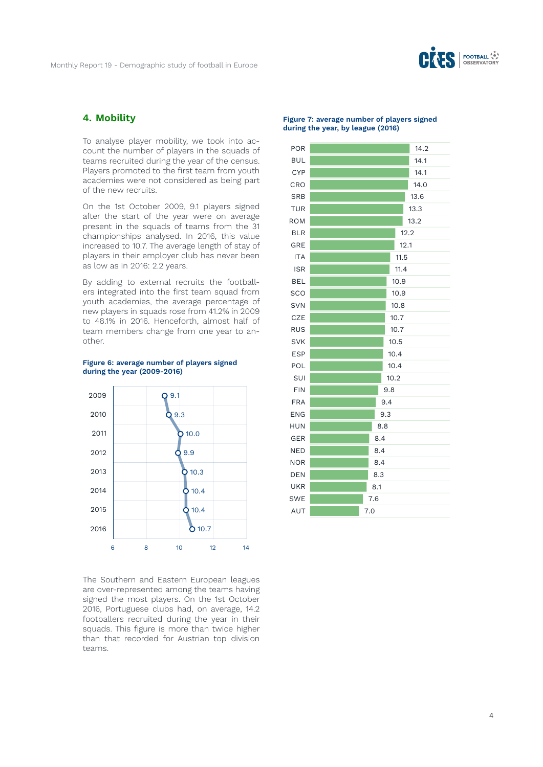## 4. Mobility

To analyse player mobility, we took into account the number of players in the squads of teams recruited during the year of the census. Players promoted to the first team from youth academies were not considered as being part of the new recruits.

On the 1st October 2009, 9.1 players signed after the start of the year were on average present in the squads of teams from the 31 championships analysed. In 2016, this value increased to 10.7. The average length of stay of players in their employer club has never been as low as in 2016: 2.2 years.

By adding to external recruits the footballers integrated into the first team squad from youth academies, the average percentage of new players in squads rose from 41.2% in 2009 to 48.1% in 2016. Henceforth, almost half of team members change from one year to another.

**Figure 6: average number of players signed during the year (2009-2016)**

| Year | Players signed |
|---|---|
| 2009 | 9.1 |
| 2010 | 9.3 |
| 2011 | 10.0 |
| 2012 | 9.9 |
| 2013 | 10.3 |
| 2014 | 10.4 |
| 2015 | 10.4 |
| 2016 | 10.7 |

The Southern and Eastern European leagues are over-represented among the teams having signed the most players. On the 1st October 2016, Portuguese clubs had, on average, 14.2 footballers recruited during the year in their squads. This figure is more than twice higher than that recorded for Austrian top division teams.

**Figure 7: average number of players signed during the year, by league (2016)**

| League | Players signed |
|---|---|
| POR | 14.2 |
| BUL | 14.1 |
| CYP | 14.1 |
| CRO | 14.0 |
| SRB | 13.6 |
| TUR | 13.3 |
| ROM | 13.2 |
| BLR | 12.2 |
| GRE | 12.1 |
| ITA | 11.5 |
| ISR | 11.4 |
| BEL | 10.9 |
| SCO | 10.9 |
| SVN | 10.8 |
| CZE | 10.7 |
| RUS | 10.7 |
| SVK | 10.5 |
| ESP | 10.4 |
| POL | 10.4 |
| SUI | 10.2 |
| FIN | 9.8 |
| FRA | 9.4 |
| ENG | 9.3 |
| HUN | 8.8 |
| GER | 8.4 |
| NED | 8.4 |
| NOR | 8.4 |
| DEN | 8.3 |
| UKR | 8.1 |
| SWE | 7.6 |
| AUT | 7.0 |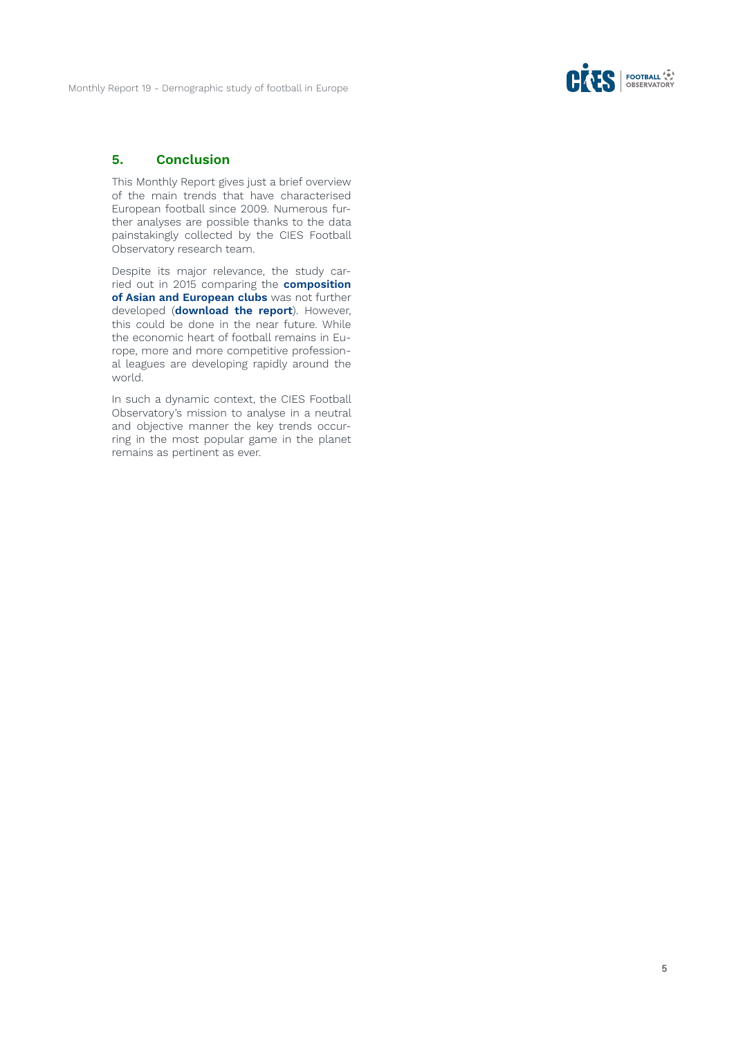## 5. Conclusion

This Monthly Report gives just a brief overview of the main trends that have characterised European football since 2009. Numerous further analyses are possible thanks to the data painstakingly collected by the CIES Football Observatory research team.

Despite its major relevance, the study carried out in 2015 comparing the **composition of Asian and European clubs** was not further developed (**download the report**). However, this could be done in the near future. While the economic heart of football remains in Europe, more and more competitive professional leagues are developing rapidly around the world.

In such a dynamic context, the CIES Football Observatory's mission to analyse in a neutral and objective manner the key trends occurring in the most popular game in the planet remains as pertinent as ever.